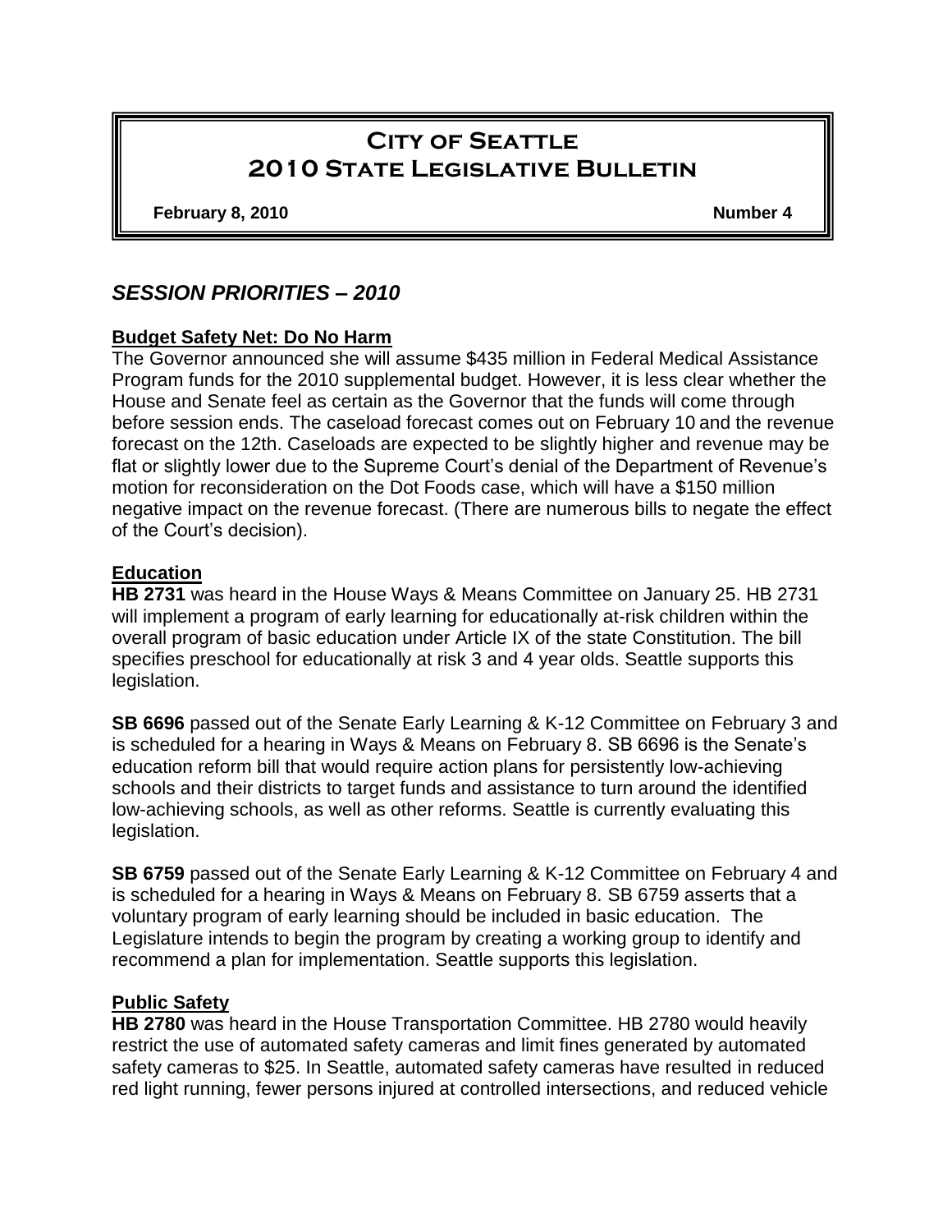# City of Seattle
# 2010 State Legislative Bulletin

**February 8, 2010** **Number 4**

## *SESSION PRIORITIES – 2010*

### Budget Safety Net: Do No Harm

The Governor announced she will assume $435 million in Federal Medical Assistance Program funds for the 2010 supplemental budget. However, it is less clear whether the House and Senate feel as certain as the Governor that the funds will come through before session ends. The caseload forecast comes out on February 10 and the revenue forecast on the 12th. Caseloads are expected to be slightly higher and revenue may be flat or slightly lower due to the Supreme Court's denial of the Department of Revenue's motion for reconsideration on the Dot Foods case, which will have a $150 million negative impact on the revenue forecast. (There are numerous bills to negate the effect of the Court's decision).

### Education

**HB 2731** was heard in the House Ways & Means Committee on January 25. HB 2731 will implement a program of early learning for educationally at-risk children within the overall program of basic education under Article IX of the state Constitution. The bill specifies preschool for educationally at risk 3 and 4 year olds. Seattle supports this legislation.

**SB 6696** passed out of the Senate Early Learning & K-12 Committee on February 3 and is scheduled for a hearing in Ways & Means on February 8. SB 6696 is the Senate's education reform bill that would require action plans for persistently low-achieving schools and their districts to target funds and assistance to turn around the identified low-achieving schools, as well as other reforms. Seattle is currently evaluating this legislation.

**SB 6759** passed out of the Senate Early Learning & K-12 Committee on February 4 and is scheduled for a hearing in Ways & Means on February 8. SB 6759 asserts that a voluntary program of early learning should be included in basic education. The Legislature intends to begin the program by creating a working group to identify and recommend a plan for implementation. Seattle supports this legislation.

### Public Safety

**HB 2780** was heard in the House Transportation Committee. HB 2780 would heavily restrict the use of automated safety cameras and limit fines generated by automated safety cameras to $25. In Seattle, automated safety cameras have resulted in reduced red light running, fewer persons injured at controlled intersections, and reduced vehicle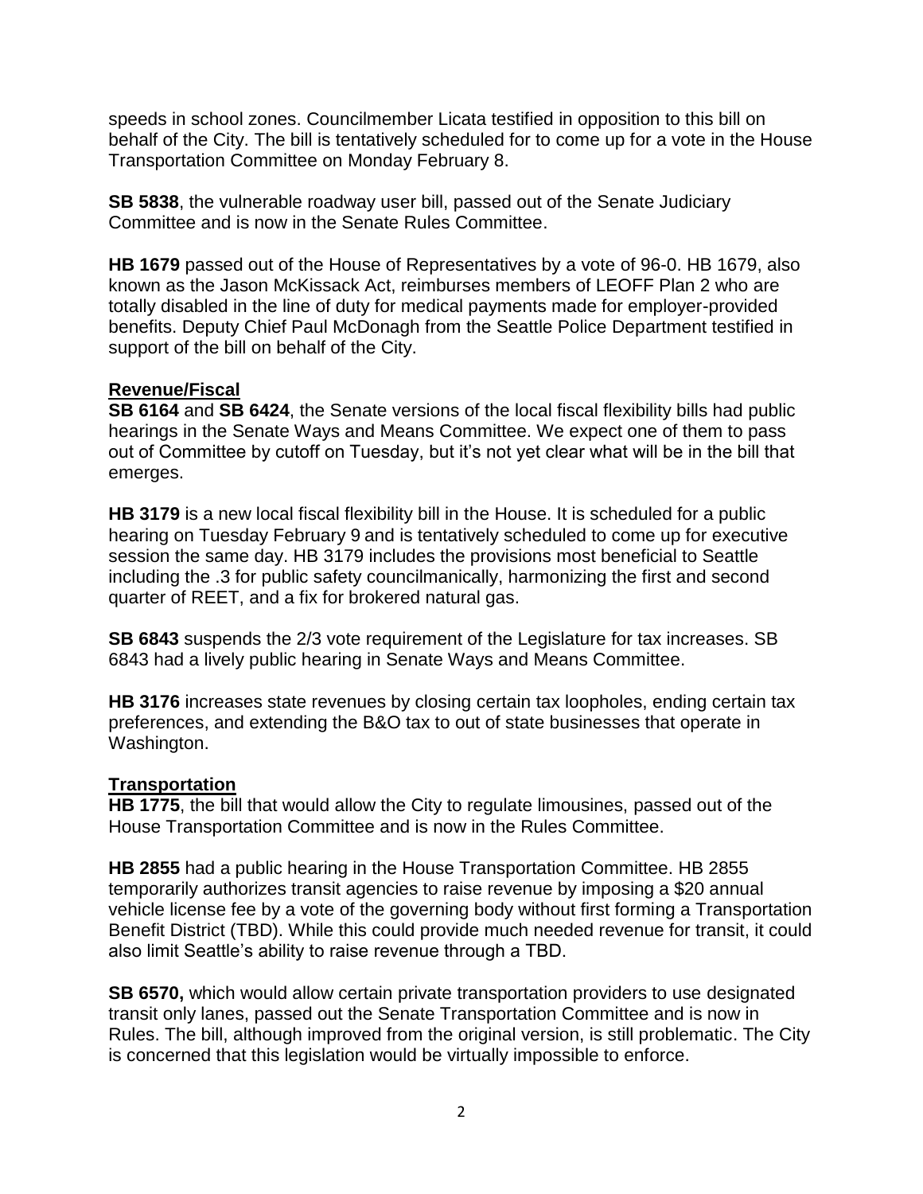speeds in school zones. Councilmember Licata testified in opposition to this bill on behalf of the City. The bill is tentatively scheduled for to come up for a vote in the House Transportation Committee on Monday February 8.

**SB 5838**, the vulnerable roadway user bill, passed out of the Senate Judiciary Committee and is now in the Senate Rules Committee.

**HB 1679** passed out of the House of Representatives by a vote of 96-0. HB 1679, also known as the Jason McKissack Act, reimburses members of LEOFF Plan 2 who are totally disabled in the line of duty for medical payments made for employer-provided benefits. Deputy Chief Paul McDonagh from the Seattle Police Department testified in support of the bill on behalf of the City.

## Revenue/Fiscal

**SB 6164** and **SB 6424**, the Senate versions of the local fiscal flexibility bills had public hearings in the Senate Ways and Means Committee. We expect one of them to pass out of Committee by cutoff on Tuesday, but it's not yet clear what will be in the bill that emerges.

**HB 3179** is a new local fiscal flexibility bill in the House. It is scheduled for a public hearing on Tuesday February 9 and is tentatively scheduled to come up for executive session the same day. HB 3179 includes the provisions most beneficial to Seattle including the .3 for public safety councilmanically, harmonizing the first and second quarter of REET, and a fix for brokered natural gas.

**SB 6843** suspends the 2/3 vote requirement of the Legislature for tax increases. SB 6843 had a lively public hearing in Senate Ways and Means Committee.

**HB 3176** increases state revenues by closing certain tax loopholes, ending certain tax preferences, and extending the B&O tax to out of state businesses that operate in Washington.

## Transportation

**HB 1775**, the bill that would allow the City to regulate limousines, passed out of the House Transportation Committee and is now in the Rules Committee.

**HB 2855** had a public hearing in the House Transportation Committee. HB 2855 temporarily authorizes transit agencies to raise revenue by imposing a $20 annual vehicle license fee by a vote of the governing body without first forming a Transportation Benefit District (TBD). While this could provide much needed revenue for transit, it could also limit Seattle's ability to raise revenue through a TBD.

**SB 6570,** which would allow certain private transportation providers to use designated transit only lanes, passed out the Senate Transportation Committee and is now in Rules. The bill, although improved from the original version, is still problematic. The City is concerned that this legislation would be virtually impossible to enforce.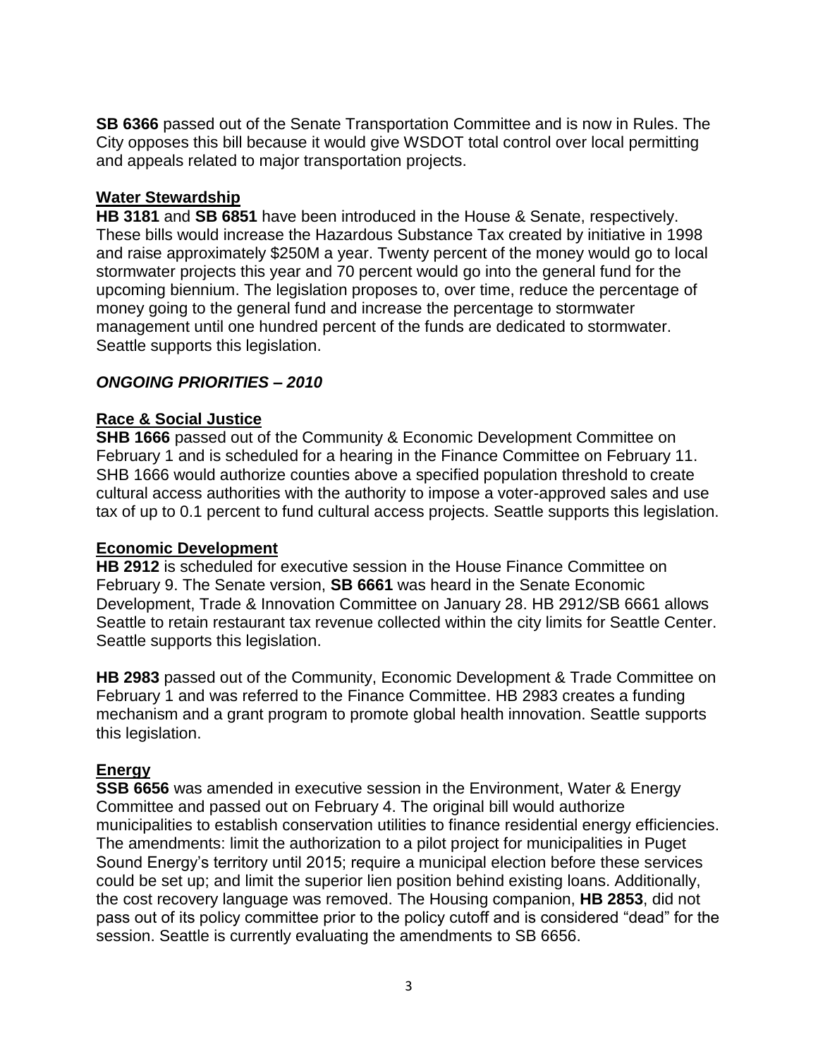**SB 6366** passed out of the Senate Transportation Committee and is now in Rules. The City opposes this bill because it would give WSDOT total control over local permitting and appeals related to major transportation projects.

**Water Stewardship**

**HB 3181** and **SB 6851** have been introduced in the House & Senate, respectively. These bills would increase the Hazardous Substance Tax created by initiative in 1998 and raise approximately $250M a year. Twenty percent of the money would go to local stormwater projects this year and 70 percent would go into the general fund for the upcoming biennium. The legislation proposes to, over time, reduce the percentage of money going to the general fund and increase the percentage to stormwater management until one hundred percent of the funds are dedicated to stormwater. Seattle supports this legislation.

### *ONGOING PRIORITIES – 2010*

**Race & Social Justice**

**SHB 1666** passed out of the Community & Economic Development Committee on February 1 and is scheduled for a hearing in the Finance Committee on February 11. SHB 1666 would authorize counties above a specified population threshold to create cultural access authorities with the authority to impose a voter-approved sales and use tax of up to 0.1 percent to fund cultural access projects. Seattle supports this legislation.

**Economic Development**

**HB 2912** is scheduled for executive session in the House Finance Committee on February 9. The Senate version, **SB 6661** was heard in the Senate Economic Development, Trade & Innovation Committee on January 28. HB 2912/SB 6661 allows Seattle to retain restaurant tax revenue collected within the city limits for Seattle Center. Seattle supports this legislation.

**HB 2983** passed out of the Community, Economic Development & Trade Committee on February 1 and was referred to the Finance Committee. HB 2983 creates a funding mechanism and a grant program to promote global health innovation. Seattle supports this legislation.

**Energy**

**SSB 6656** was amended in executive session in the Environment, Water & Energy Committee and passed out on February 4. The original bill would authorize municipalities to establish conservation utilities to finance residential energy efficiencies. The amendments: limit the authorization to a pilot project for municipalities in Puget Sound Energy's territory until 2015; require a municipal election before these services could be set up; and limit the superior lien position behind existing loans. Additionally, the cost recovery language was removed. The Housing companion, **HB 2853**, did not pass out of its policy committee prior to the policy cutoff and is considered "dead" for the session. Seattle is currently evaluating the amendments to SB 6656.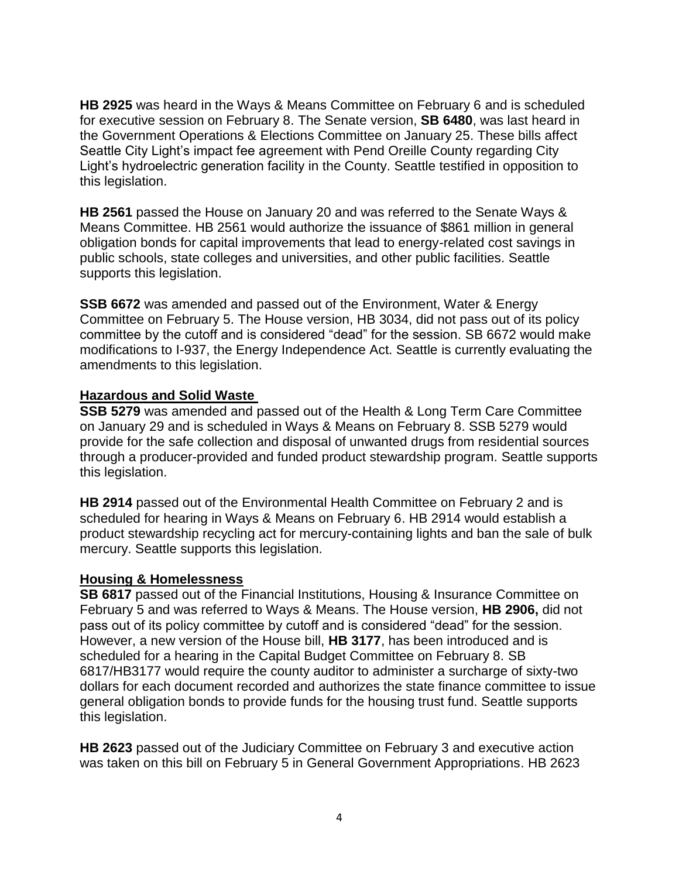**HB 2925** was heard in the Ways & Means Committee on February 6 and is scheduled for executive session on February 8. The Senate version, **SB 6480**, was last heard in the Government Operations & Elections Committee on January 25. These bills affect Seattle City Light's impact fee agreement with Pend Oreille County regarding City Light's hydroelectric generation facility in the County. Seattle testified in opposition to this legislation.

**HB 2561** passed the House on January 20 and was referred to the Senate Ways & Means Committee. HB 2561 would authorize the issuance of $861 million in general obligation bonds for capital improvements that lead to energy-related cost savings in public schools, state colleges and universities, and other public facilities. Seattle supports this legislation.

**SSB 6672** was amended and passed out of the Environment, Water & Energy Committee on February 5. The House version, HB 3034, did not pass out of its policy committee by the cutoff and is considered "dead" for the session. SB 6672 would make modifications to I-937, the Energy Independence Act. Seattle is currently evaluating the amendments to this legislation.

**Hazardous and Solid Waste**

**SSB 5279** was amended and passed out of the Health & Long Term Care Committee on January 29 and is scheduled in Ways & Means on February 8. SSB 5279 would provide for the safe collection and disposal of unwanted drugs from residential sources through a producer-provided and funded product stewardship program. Seattle supports this legislation.

**HB 2914** passed out of the Environmental Health Committee on February 2 and is scheduled for hearing in Ways & Means on February 6. HB 2914 would establish a product stewardship recycling act for mercury-containing lights and ban the sale of bulk mercury. Seattle supports this legislation.

**Housing & Homelessness**

**SB 6817** passed out of the Financial Institutions, Housing & Insurance Committee on February 5 and was referred to Ways & Means. The House version, **HB 2906,** did not pass out of its policy committee by cutoff and is considered "dead" for the session. However, a new version of the House bill, **HB 3177**, has been introduced and is scheduled for a hearing in the Capital Budget Committee on February 8. SB 6817/HB3177 would require the county auditor to administer a surcharge of sixty-two dollars for each document recorded and authorizes the state finance committee to issue general obligation bonds to provide funds for the housing trust fund. Seattle supports this legislation.

**HB 2623** passed out of the Judiciary Committee on February 3 and executive action was taken on this bill on February 5 in General Government Appropriations. HB 2623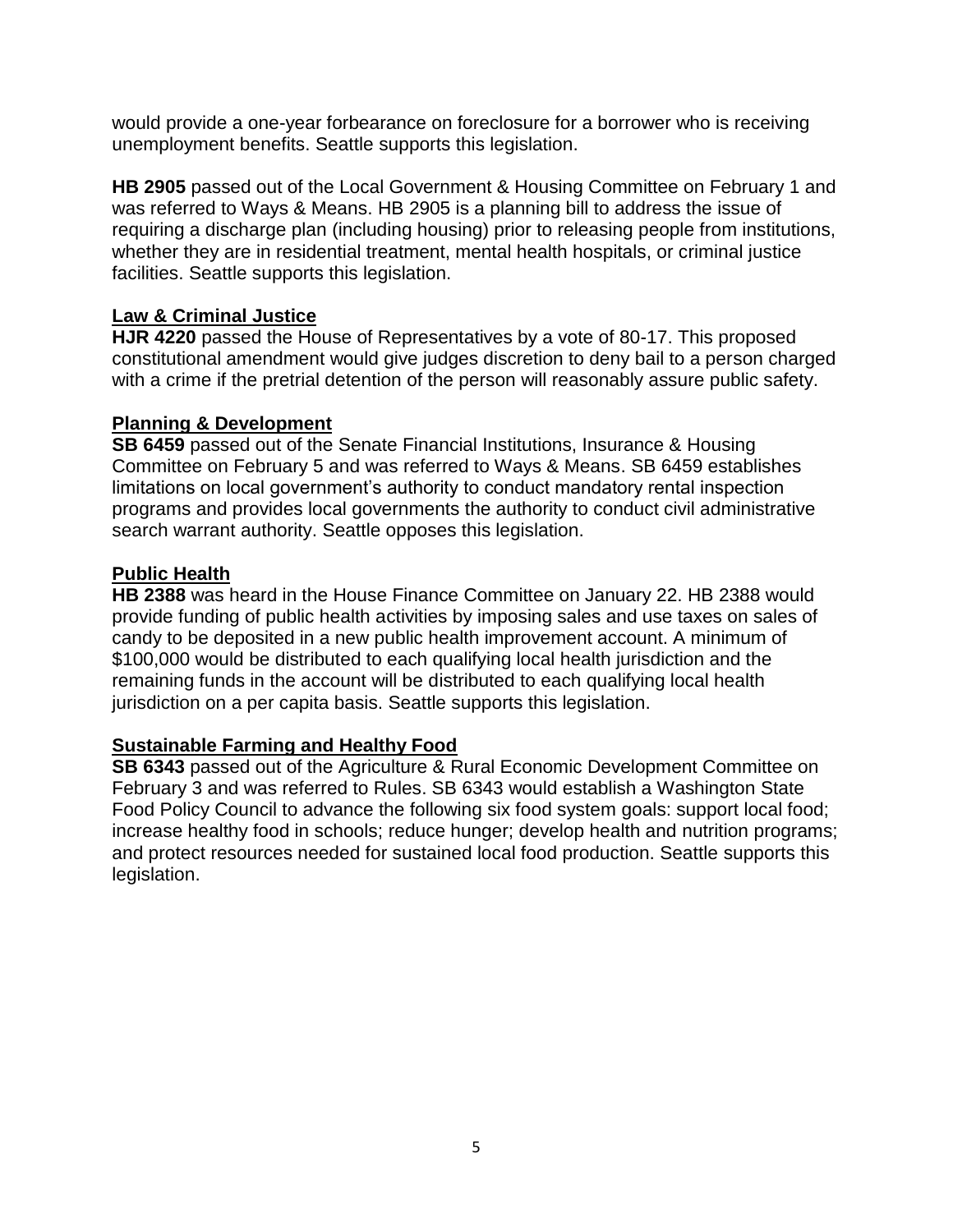would provide a one-year forbearance on foreclosure for a borrower who is receiving unemployment benefits. Seattle supports this legislation.

**HB 2905** passed out of the Local Government & Housing Committee on February 1 and was referred to Ways & Means. HB 2905 is a planning bill to address the issue of requiring a discharge plan (including housing) prior to releasing people from institutions, whether they are in residential treatment, mental health hospitals, or criminal justice facilities. Seattle supports this legislation.

**Law & Criminal Justice**

**HJR 4220** passed the House of Representatives by a vote of 80-17. This proposed constitutional amendment would give judges discretion to deny bail to a person charged with a crime if the pretrial detention of the person will reasonably assure public safety.

**Planning & Development**

**SB 6459** passed out of the Senate Financial Institutions, Insurance & Housing Committee on February 5 and was referred to Ways & Means. SB 6459 establishes limitations on local government's authority to conduct mandatory rental inspection programs and provides local governments the authority to conduct civil administrative search warrant authority. Seattle opposes this legislation.

**Public Health**

**HB 2388** was heard in the House Finance Committee on January 22. HB 2388 would provide funding of public health activities by imposing sales and use taxes on sales of candy to be deposited in a new public health improvement account. A minimum of $100,000 would be distributed to each qualifying local health jurisdiction and the remaining funds in the account will be distributed to each qualifying local health jurisdiction on a per capita basis. Seattle supports this legislation.

**Sustainable Farming and Healthy Food**

**SB 6343** passed out of the Agriculture & Rural Economic Development Committee on February 3 and was referred to Rules. SB 6343 would establish a Washington State Food Policy Council to advance the following six food system goals: support local food; increase healthy food in schools; reduce hunger; develop health and nutrition programs; and protect resources needed for sustained local food production. Seattle supports this legislation.